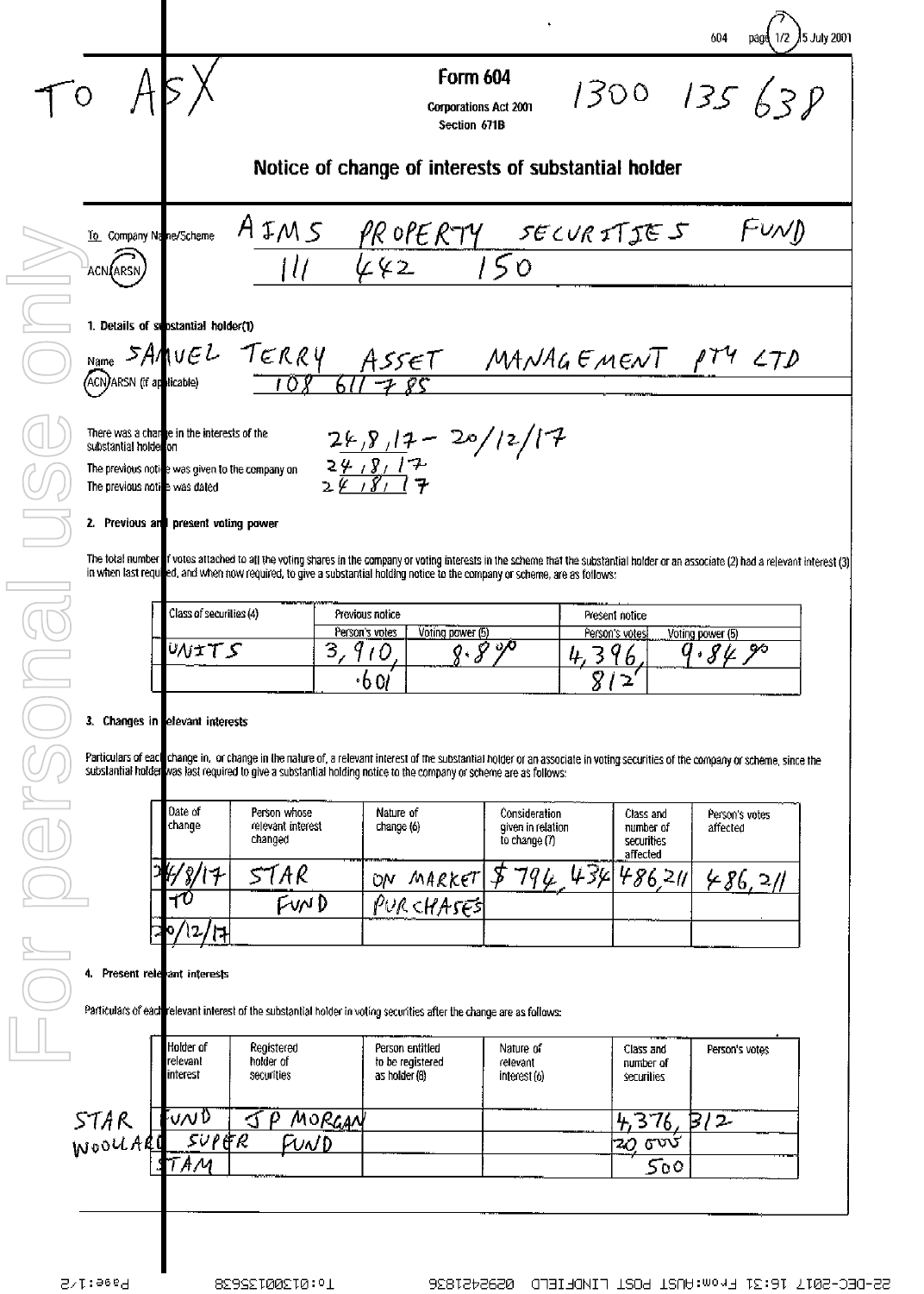TO ASX

# Form 604

Corporations Act 2001
Section 671B

1300 135 638

## Notice of change of interests of substantial holder

To Company Name/Scheme AIMS PROPERTY SECURITIES FUND

ACN/ARSN 111 442 150

### 1. Details of substantial holder(1)

Name SAMUEL TERRY ASSET MANAGEMENT PTY LTD

ACN/ARSN (if applicable) 108 611 785

There was a change in the interests of the substantial holder on 24/8/17 - 20/12/17

The previous notice was given to the company on 24/8/17

The previous notice was dated 24/8/17

### 2. Previous and present voting power

The total number of votes attached to all the voting shares in the company or voting interests in the scheme that the substantial holder or an associate (2) had a relevant interest (3) in when last required, and when now required, to give a substantial holding notice to the company or scheme, are as follows:

| Class of securities (4) | Previous notice | | Present notice | |
|---|---|---|---|---|
| | Person's votes | Voting power (5) | Person's votes | Voting power (5) |
| UNITS | 3,910,601 | 8.8% | 4,396,812 | 9.84% |

### 3. Changes in relevant interests

Particulars of each change in, or change in the nature of, a relevant interest of the substantial holder or an associate in voting securities of the company or scheme, since the substantial holder was last required to give a substantial holding notice to the company or scheme are as follows:

| Date of change | Person whose relevant interest changed | Nature of change (6) | Consideration given in relation to change (7) | Class and number of securities affected | Person's votes affected |
|---|---|---|---|---|---|
| 24/8/17 TO 20/12/17 | STAR FUND | ON MARKET PURCHASES | $794,434 | 486,211 | 486,211 |

### 4. Present relevant interests

Particulars of each relevant interest of the substantial holder in voting securities after the change are as follows:

| Holder of relevant interest | Registered holder of securities | Person entitled to be registered as holder (8) | Nature of relevant interest (6) | Class and number of securities | Person's votes |
|---|---|---|---|---|---|
| STAR FUND | JP MORGAN | | | 4,376,312 | |
| WOOLLARD SUPER FUND | | | | 20,000 | |
| STAM | | | | 500 | |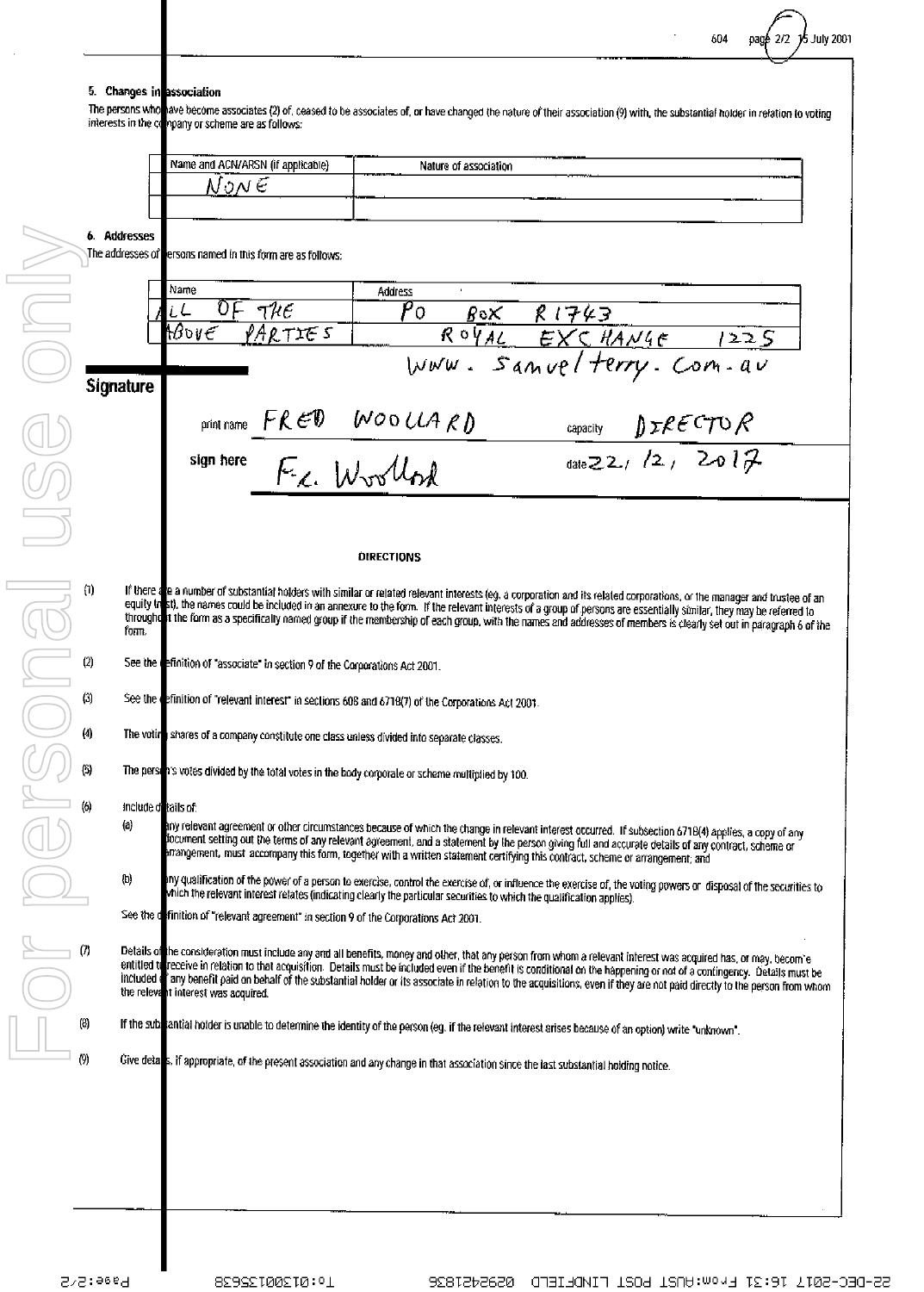## 5. Changes in association

The persons who have become associates (2) of, ceased to be associates of, or have changed the nature of their association (9) with, the substantial holder in relation to voting interests in the company or scheme are as follows:

| Name and ACN/ARSN (if applicable) | Nature of association |
|---|---|
| NONE | |
| | |

## 6. Addresses

The addresses of persons named in this form are as follows:

| Name | Address |
|---|---|
| ALL OF THE ABOVE PARTIES | PO BOX R1743 ROYAL EXCHANGE 1225 |

www.samuelterry.com.au

## Signature

print name FRED WOOLLARD capacity DIRECTOR

sign here F.L. Woollard date 22/12/2017

### DIRECTIONS

(1) If there are a number of substantial holders with similar or related relevant interests (eg. a corporation and its related corporations, or the manager and trustee of an equity trust), the names could be included in an annexure to the form. If the relevant interests of a group of persons are essentially similar, they may be referred to throughout the form as a specifically named group if the membership of each group, with the names and addresses of members is clearly set out in paragraph 6 of the form.

(2) See the definition of "associate" in section 9 of the Corporations Act 2001.

(3) See the definition of "relevant interest" in sections 608 and 671B(7) of the Corporations Act 2001.

(4) The voting shares of a company constitute one class unless divided into separate classes.

(5) The person's votes divided by the total votes in the body corporate or scheme multiplied by 100.

(6) Include details of:

(a) any relevant agreement or other circumstances because of which the change in relevant interest occurred. If subsection 671B(4) applies, a copy of any document setting out the terms of any relevant agreement, and a statement by the person giving full and accurate details of any contract, scheme or arrangement, must accompany this form, together with a written statement certifying this contract, scheme or arrangement; and

(b) any qualification of the power of a person to exercise, control the exercise of, or influence the exercise of, the voting powers or disposal of the securities to which the relevant interest relates (indicating clearly the particular securities to which the qualification applies).

See the definition of "relevant agreement" in section 9 of the Corporations Act 2001.

(7) Details of the consideration must include any and all benefits, money and other, that any person from whom a relevant interest was acquired has, or may, become entitled to receive in relation to that acquisition. Details must be included even if the benefit is conditional on the happening or not of a contingency. Details must be included of any benefit paid on behalf of the substantial holder or its associate in relation to the acquisitions, even if they are not paid directly to the person from whom the relevant interest was acquired.

(8) If the substantial holder is unable to determine the identity of the person (eg. if the relevant interest arises because of an option) write "unknown".

(9) Give details, if appropriate, of the present association and any change in that association since the last substantial holding notice.